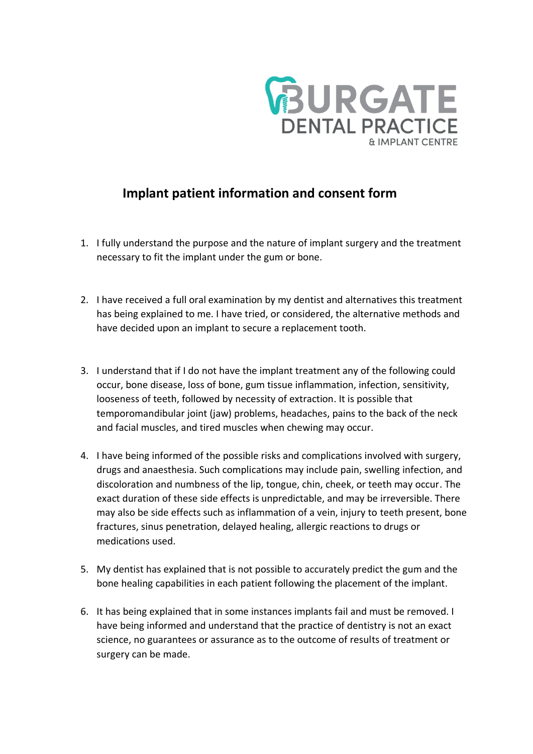BURGATE
DENTAL PRACTICE
& IMPLANT CENTRE

# Implant patient information and consent form

1. I fully understand the purpose and the nature of implant surgery and the treatment necessary to fit the implant under the gum or bone.

2. I have received a full oral examination by my dentist and alternatives this treatment has being explained to me. I have tried, or considered, the alternative methods and have decided upon an implant to secure a replacement tooth.

3. I understand that if I do not have the implant treatment any of the following could occur, bone disease, loss of bone, gum tissue inflammation, infection, sensitivity, looseness of teeth, followed by necessity of extraction. It is possible that temporomandibular joint (jaw) problems, headaches, pains to the back of the neck and facial muscles, and tired muscles when chewing may occur.

4. I have being informed of the possible risks and complications involved with surgery, drugs and anaesthesia. Such complications may include pain, swelling infection, and discoloration and numbness of the lip, tongue, chin, cheek, or teeth may occur. The exact duration of these side effects is unpredictable, and may be irreversible. There may also be side effects such as inflammation of a vein, injury to teeth present, bone fractures, sinus penetration, delayed healing, allergic reactions to drugs or medications used.

5. My dentist has explained that is not possible to accurately predict the gum and the bone healing capabilities in each patient following the placement of the implant.

6. It has being explained that in some instances implants fail and must be removed. I have being informed and understand that the practice of dentistry is not an exact science, no guarantees or assurance as to the outcome of results of treatment or surgery can be made.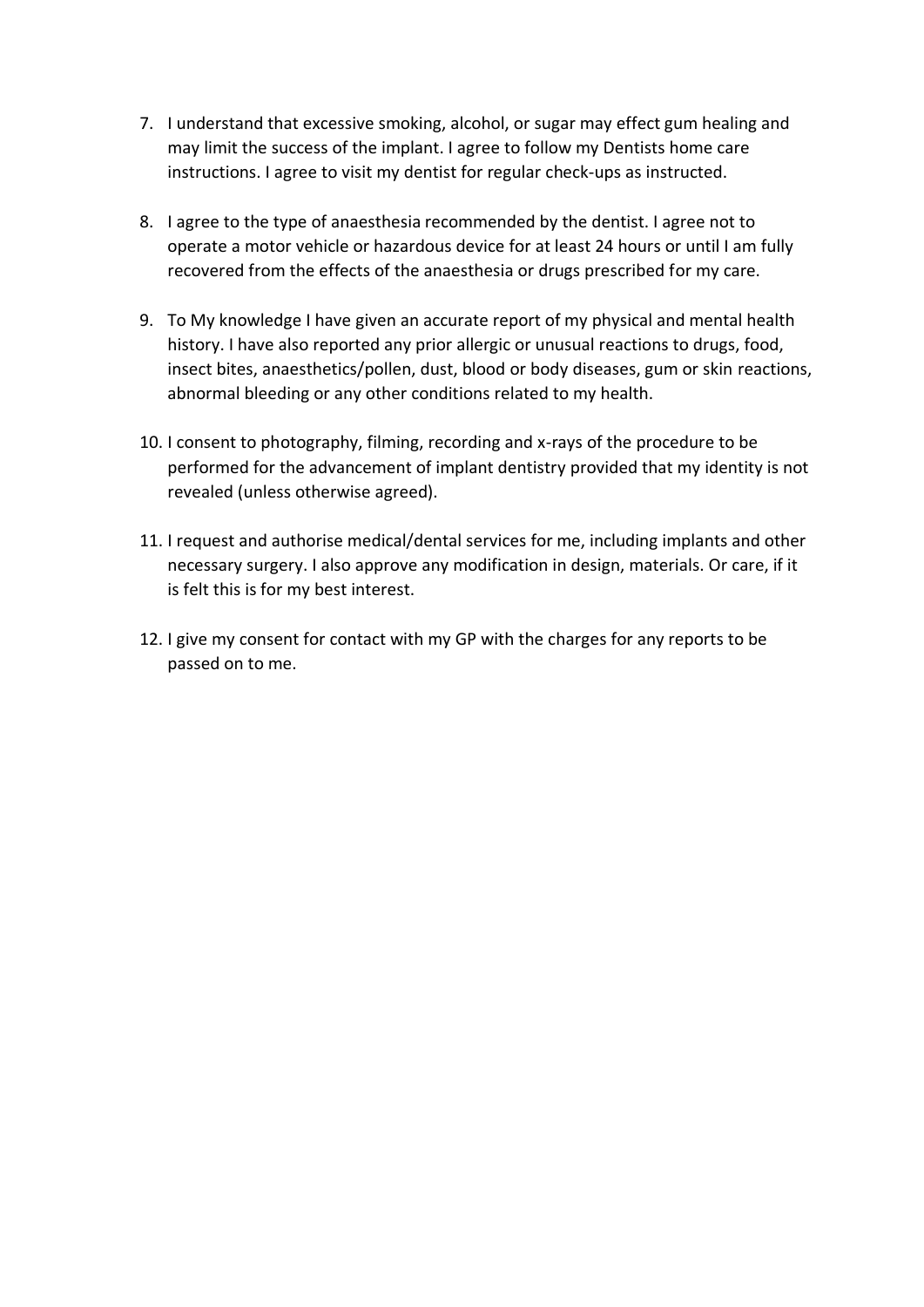7. I understand that excessive smoking, alcohol, or sugar may effect gum healing and may limit the success of the implant. I agree to follow my Dentists home care instructions. I agree to visit my dentist for regular check-ups as instructed.

8. I agree to the type of anaesthesia recommended by the dentist. I agree not to operate a motor vehicle or hazardous device for at least 24 hours or until I am fully recovered from the effects of the anaesthesia or drugs prescribed for my care.

9. To My knowledge I have given an accurate report of my physical and mental health history. I have also reported any prior allergic or unusual reactions to drugs, food, insect bites, anaesthetics/pollen, dust, blood or body diseases, gum or skin reactions, abnormal bleeding or any other conditions related to my health.

10. I consent to photography, filming, recording and x-rays of the procedure to be performed for the advancement of implant dentistry provided that my identity is not revealed (unless otherwise agreed).

11. I request and authorise medical/dental services for me, including implants and other necessary surgery. I also approve any modification in design, materials. Or care, if it is felt this is for my best interest.

12. I give my consent for contact with my GP with the charges for any reports to be passed on to me.